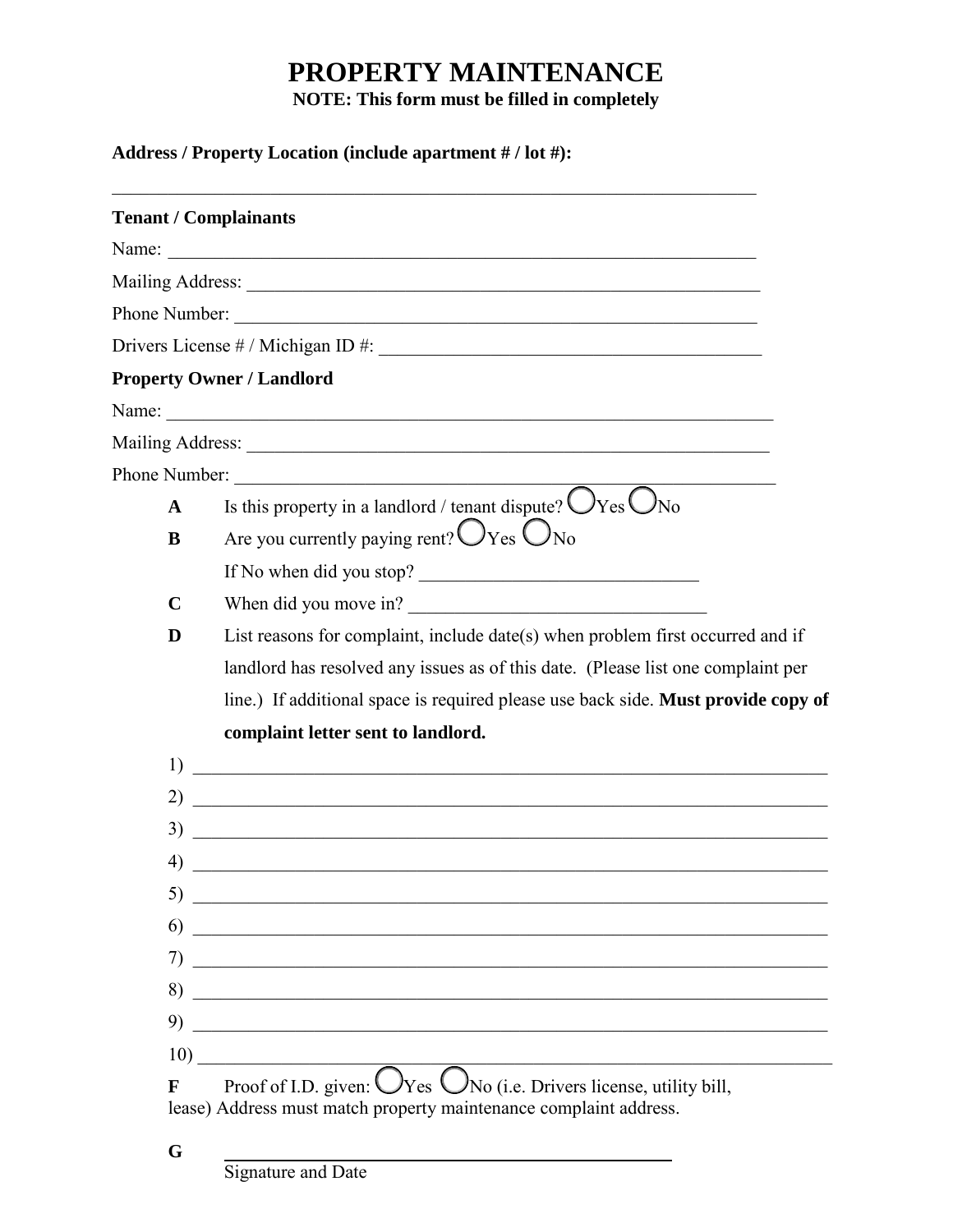# PROPERTY MAINTENANCE

**NOTE: This form must be filled in completely**

**Address / Property Location (include apartment # / lot #):**

\_\_\_\_\_\_\_\_\_\_\_\_\_\_\_\_\_\_\_\_\_\_\_\_\_\_\_\_\_\_\_\_\_\_\_\_\_\_\_\_\_\_\_\_\_\_\_\_\_\_\_\_\_\_\_\_\_\_\_\_\_\_\_\_\_\_\_\_

**Tenant / Complainants**

Name: \_\_\_\_\_\_\_\_\_\_\_\_\_\_\_\_\_\_\_\_\_\_\_\_\_\_\_\_\_\_\_\_\_\_\_\_\_\_\_\_\_\_\_\_\_\_\_\_\_\_\_\_\_\_\_\_\_\_\_\_\_\_

Mailing Address: \_\_\_\_\_\_\_\_\_\_\_\_\_\_\_\_\_\_\_\_\_\_\_\_\_\_\_\_\_\_\_\_\_\_\_\_\_\_\_\_\_\_\_\_\_\_\_\_\_\_\_\_\_\_

Phone Number: \_\_\_\_\_\_\_\_\_\_\_\_\_\_\_\_\_\_\_\_\_\_\_\_\_\_\_\_\_\_\_\_\_\_\_\_\_\_\_\_\_\_\_\_\_\_\_\_\_\_\_\_\_\_\_

Drivers License # / Michigan ID #: \_\_\_\_\_\_\_\_\_\_\_\_\_\_\_\_\_\_\_\_\_\_\_\_\_\_\_\_\_\_\_\_\_\_\_\_\_\_\_\_

**Property Owner / Landlord**

Name: \_\_\_\_\_\_\_\_\_\_\_\_\_\_\_\_\_\_\_\_\_\_\_\_\_\_\_\_\_\_\_\_\_\_\_\_\_\_\_\_\_\_\_\_\_\_\_\_\_\_\_\_\_\_\_\_\_\_\_\_\_\_

Mailing Address: \_\_\_\_\_\_\_\_\_\_\_\_\_\_\_\_\_\_\_\_\_\_\_\_\_\_\_\_\_\_\_\_\_\_\_\_\_\_\_\_\_\_\_\_\_\_\_\_\_\_\_\_\_\_

Phone Number: \_\_\_\_\_\_\_\_\_\_\_\_\_\_\_\_\_\_\_\_\_\_\_\_\_\_\_\_\_\_\_\_\_\_\_\_\_\_\_\_\_\_\_\_\_\_\_\_\_\_\_\_\_\_\_

**A** Is this property in a landlord / tenant dispute? ◯ Yes ◯ No

**B** Are you currently paying rent? ◯ Yes ◯ No

If No when did you stop? \_\_\_\_\_\_\_\_\_\_\_\_\_\_\_\_\_\_\_\_\_\_\_\_\_\_\_\_\_\_

**C** When did you move in? \_\_\_\_\_\_\_\_\_\_\_\_\_\_\_\_\_\_\_\_\_\_\_\_\_\_\_\_\_\_\_\_

**D** List reasons for complaint, include date(s) when problem first occurred and if landlord has resolved any issues as of this date. (Please list one complaint per line.) If additional space is required please use back side. **Must provide copy of complaint letter sent to landlord.**

1) \_\_\_\_\_\_\_\_\_\_\_\_\_\_\_\_\_\_\_\_\_\_\_\_\_\_\_\_\_\_\_\_\_\_\_\_\_\_\_\_\_\_\_\_\_\_\_\_\_\_\_\_\_\_\_\_\_\_\_\_\_\_\_\_\_\_

2) \_\_\_\_\_\_\_\_\_\_\_\_\_\_\_\_\_\_\_\_\_\_\_\_\_\_\_\_\_\_\_\_\_\_\_\_\_\_\_\_\_\_\_\_\_\_\_\_\_\_\_\_\_\_\_\_\_\_\_\_\_\_\_\_\_\_

3) \_\_\_\_\_\_\_\_\_\_\_\_\_\_\_\_\_\_\_\_\_\_\_\_\_\_\_\_\_\_\_\_\_\_\_\_\_\_\_\_\_\_\_\_\_\_\_\_\_\_\_\_\_\_\_\_\_\_\_\_\_\_\_\_\_\_

4) \_\_\_\_\_\_\_\_\_\_\_\_\_\_\_\_\_\_\_\_\_\_\_\_\_\_\_\_\_\_\_\_\_\_\_\_\_\_\_\_\_\_\_\_\_\_\_\_\_\_\_\_\_\_\_\_\_\_\_\_\_\_\_\_\_\_

5) \_\_\_\_\_\_\_\_\_\_\_\_\_\_\_\_\_\_\_\_\_\_\_\_\_\_\_\_\_\_\_\_\_\_\_\_\_\_\_\_\_\_\_\_\_\_\_\_\_\_\_\_\_\_\_\_\_\_\_\_\_\_\_\_\_\_

6) \_\_\_\_\_\_\_\_\_\_\_\_\_\_\_\_\_\_\_\_\_\_\_\_\_\_\_\_\_\_\_\_\_\_\_\_\_\_\_\_\_\_\_\_\_\_\_\_\_\_\_\_\_\_\_\_\_\_\_\_\_\_\_\_\_\_

7) \_\_\_\_\_\_\_\_\_\_\_\_\_\_\_\_\_\_\_\_\_\_\_\_\_\_\_\_\_\_\_\_\_\_\_\_\_\_\_\_\_\_\_\_\_\_\_\_\_\_\_\_\_\_\_\_\_\_\_\_\_\_\_\_\_\_

8) \_\_\_\_\_\_\_\_\_\_\_\_\_\_\_\_\_\_\_\_\_\_\_\_\_\_\_\_\_\_\_\_\_\_\_\_\_\_\_\_\_\_\_\_\_\_\_\_\_\_\_\_\_\_\_\_\_\_\_\_\_\_\_\_\_\_

9) \_\_\_\_\_\_\_\_\_\_\_\_\_\_\_\_\_\_\_\_\_\_\_\_\_\_\_\_\_\_\_\_\_\_\_\_\_\_\_\_\_\_\_\_\_\_\_\_\_\_\_\_\_\_\_\_\_\_\_\_\_\_\_\_\_\_

10) \_\_\_\_\_\_\_\_\_\_\_\_\_\_\_\_\_\_\_\_\_\_\_\_\_\_\_\_\_\_\_\_\_\_\_\_\_\_\_\_\_\_\_\_\_\_\_\_\_\_\_\_\_\_\_\_\_\_\_\_\_\_\_\_\_

**F** Proof of I.D. given: ◯ Yes ◯ No (i.e. Drivers license, utility bill, lease) Address must match property maintenance complaint address.

**G** \_\_\_\_\_\_\_\_\_\_\_\_\_\_\_\_\_\_\_\_\_\_\_\_\_\_\_\_\_\_\_\_\_\_\_\_\_\_\_\_\_\_\_\_

Signature and Date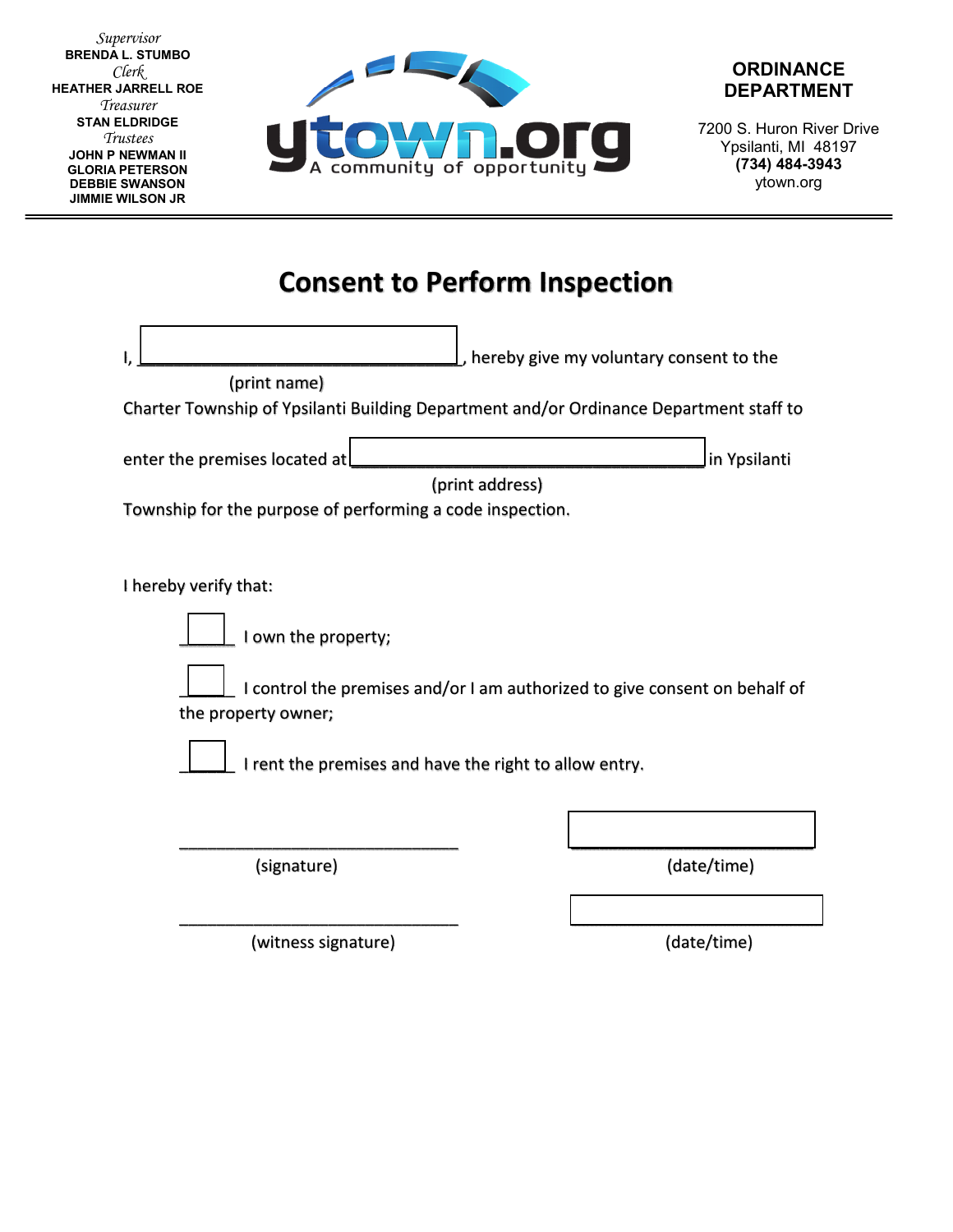Supervisor
**BRENDA L. STUMBO**
Clerk
**HEATHER JARRELL ROE**
Treasurer
**STAN ELDRIDGE**
Trustees
**JOHN P NEWMAN II**
**GLORIA PETERSON**
**DEBBIE SWANSON**
**JIMMIE WILSON JR**

ytown.org
A community of opportunity

**ORDINANCE DEPARTMENT**

7200 S. Huron River Drive
Ypsilanti, MI 48197
**(734) 484-3943**
ytown.org

# Consent to Perform Inspection

I, ___________________________________, hereby give my voluntary consent to the
(print name)
Charter Township of Ypsilanti Building Department and/or Ordinance Department staff to enter the premises located at ________________________________________ in Ypsilanti
(print address)
Township for the purpose of performing a code inspection.

I hereby verify that:

______ I own the property;

______ I control the premises and/or I am authorized to give consent on behalf of the property owner;

______ I rent the premises and have the right to allow entry.

_______________________________ (signature)

_______________________________ (date/time)

_______________________________ (witness signature)

_______________________________ (date/time)